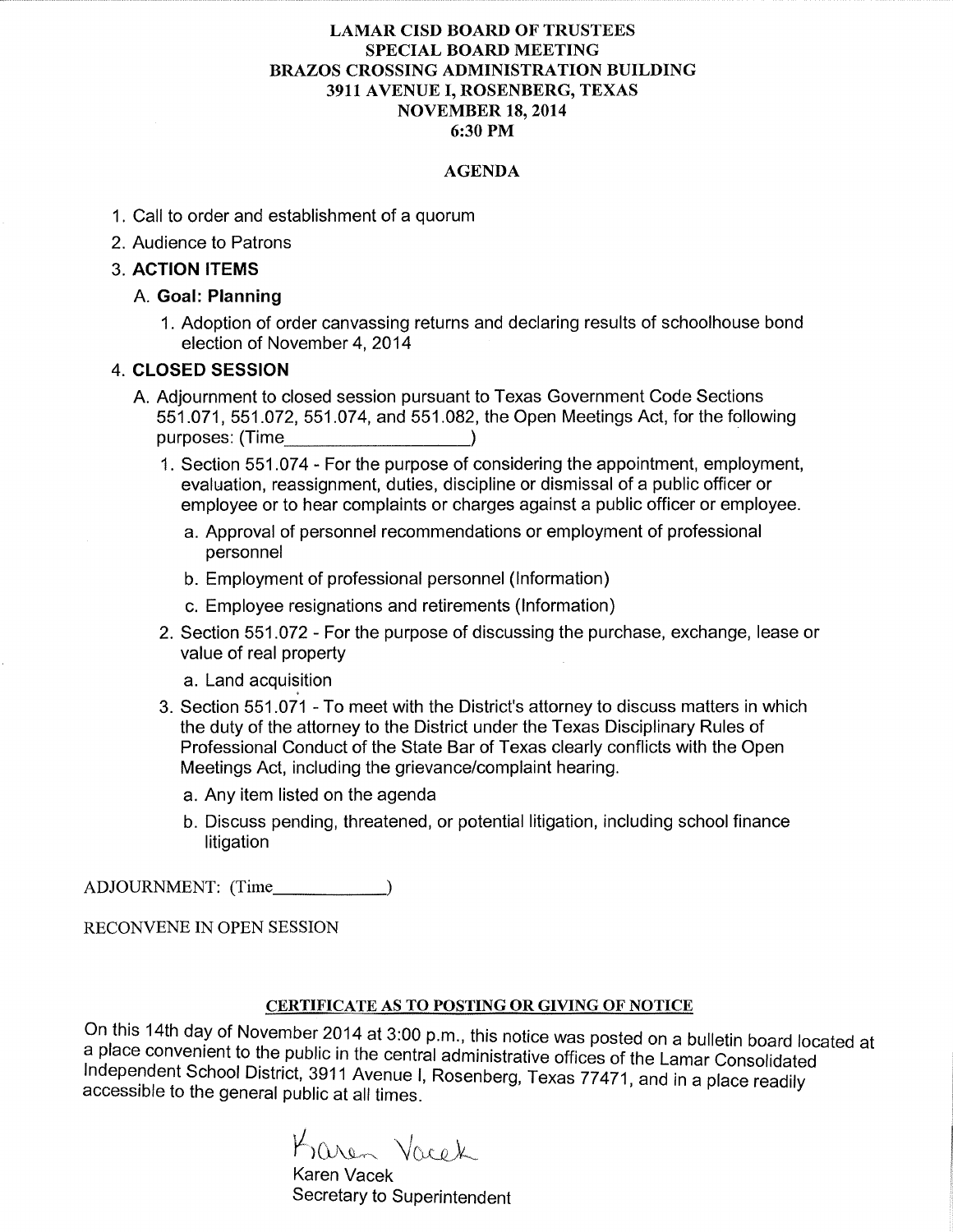# LAMAR CISD BOARD OF TRUSTEES
## SPECIAL BOARD MEETING
## BRAZOS CROSSING ADMINISTRATION BUILDING
## 3911 AVENUE I, ROSENBERG, TEXAS
## NOVEMBER 18, 2014
## 6:30 PM

### AGENDA

1. Call to order and establishment of a quorum
2. Audience to Patrons
3. **ACTION ITEMS**
   A. **Goal: Planning**
      1. Adoption of order canvassing returns and declaring results of schoolhouse bond election of November 4, 2014
4. **CLOSED SESSION**
   A. Adjournment to closed session pursuant to Texas Government Code Sections 551.071, 551.072, 551.074, and 551.082, the Open Meetings Act, for the following purposes: (Time\_\_\_\_\_\_\_\_\_\_\_\_\_\_\_\_\_\_)
      1. Section 551.074 - For the purpose of considering the appointment, employment, evaluation, reassignment, duties, discipline or dismissal of a public officer or employee or to hear complaints or charges against a public officer or employee.
         a. Approval of personnel recommendations or employment of professional personnel
         b. Employment of professional personnel (Information)
         c. Employee resignations and retirements (Information)
      2. Section 551.072 - For the purpose of discussing the purchase, exchange, lease or value of real property
         a. Land acquisition
      3. Section 551.071 - To meet with the District's attorney to discuss matters in which the duty of the attorney to the District under the Texas Disciplinary Rules of Professional Conduct of the State Bar of Texas clearly conflicts with the Open Meetings Act, including the grievance/complaint hearing.
         a. Any item listed on the agenda
         b. Discuss pending, threatened, or potential litigation, including school finance litigation

ADJOURNMENT: (Time\_\_\_\_\_\_\_\_\_\_\_\_)

RECONVENE IN OPEN SESSION

**CERTIFICATE AS TO POSTING OR GIVING OF NOTICE**

On this 14th day of November 2014 at 3:00 p.m., this notice was posted on a bulletin board located at a place convenient to the public in the central administrative offices of the Lamar Consolidated Independent School District, 3911 Avenue I, Rosenberg, Texas 77471, and in a place readily accessible to the general public at all times.

Karen Vacek

Karen Vacek
Secretary to Superintendent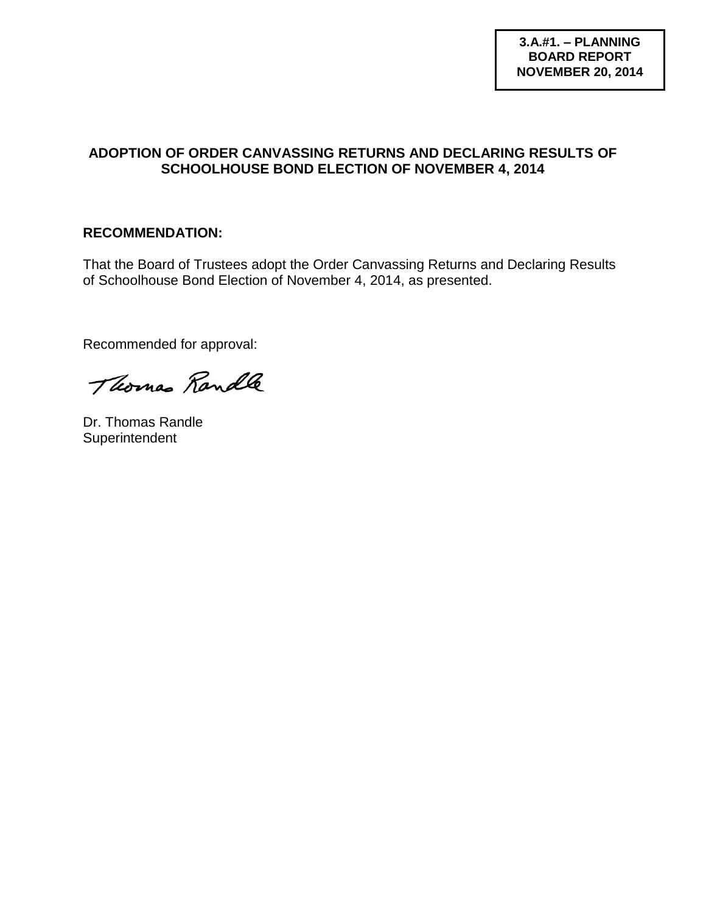**3.A.#1. – PLANNING BOARD REPORT NOVEMBER 20, 2014**

## ADOPTION OF ORDER CANVASSING RETURNS AND DECLARING RESULTS OF SCHOOLHOUSE BOND ELECTION OF NOVEMBER 4, 2014

**RECOMMENDATION:**

That the Board of Trustees adopt the Order Canvassing Returns and Declaring Results of Schoolhouse Bond Election of November 4, 2014, as presented.

Recommended for approval:

Thomas Randle

Dr. Thomas Randle
Superintendent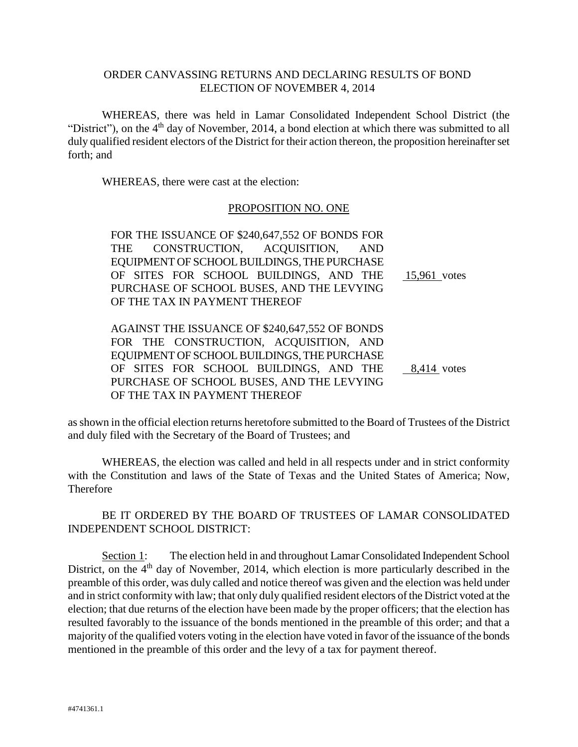# ORDER CANVASSING RETURNS AND DECLARING RESULTS OF BOND ELECTION OF NOVEMBER 4, 2014

WHEREAS, there was held in Lamar Consolidated Independent School District (the "District"), on the 4th day of November, 2014, a bond election at which there was submitted to all duly qualified resident electors of the District for their action thereon, the proposition hereinafter set forth; and

WHEREAS, there were cast at the election:

PROPOSITION NO. ONE

| | |
|---|---|
| FOR THE ISSUANCE OF $240,647,552 OF BONDS FOR THE CONSTRUCTION, ACQUISITION, AND EQUIPMENT OF SCHOOL BUILDINGS, THE PURCHASE OF SITES FOR SCHOOL BUILDINGS, AND THE PURCHASE OF SCHOOL BUSES, AND THE LEVYING OF THE TAX IN PAYMENT THEREOF | 15,961 votes |
| AGAINST THE ISSUANCE OF $240,647,552 OF BONDS FOR THE CONSTRUCTION, ACQUISITION, AND EQUIPMENT OF SCHOOL BUILDINGS, THE PURCHASE OF SITES FOR SCHOOL BUILDINGS, AND THE PURCHASE OF SCHOOL BUSES, AND THE LEVYING OF THE TAX IN PAYMENT THEREOF | 8,414 votes |

as shown in the official election returns heretofore submitted to the Board of Trustees of the District and duly filed with the Secretary of the Board of Trustees; and

WHEREAS, the election was called and held in all respects under and in strict conformity with the Constitution and laws of the State of Texas and the United States of America; Now, Therefore

BE IT ORDERED BY THE BOARD OF TRUSTEES OF LAMAR CONSOLIDATED INDEPENDENT SCHOOL DISTRICT:

Section 1: The election held in and throughout Lamar Consolidated Independent School District, on the 4th day of November, 2014, which election is more particularly described in the preamble of this order, was duly called and notice thereof was given and the election was held under and in strict conformity with law; that only duly qualified resident electors of the District voted at the election; that due returns of the election have been made by the proper officers; that the election has resulted favorably to the issuance of the bonds mentioned in the preamble of this order; and that a majority of the qualified voters voting in the election have voted in favor of the issuance of the bonds mentioned in the preamble of this order and the levy of a tax for payment thereof.

#4741361.1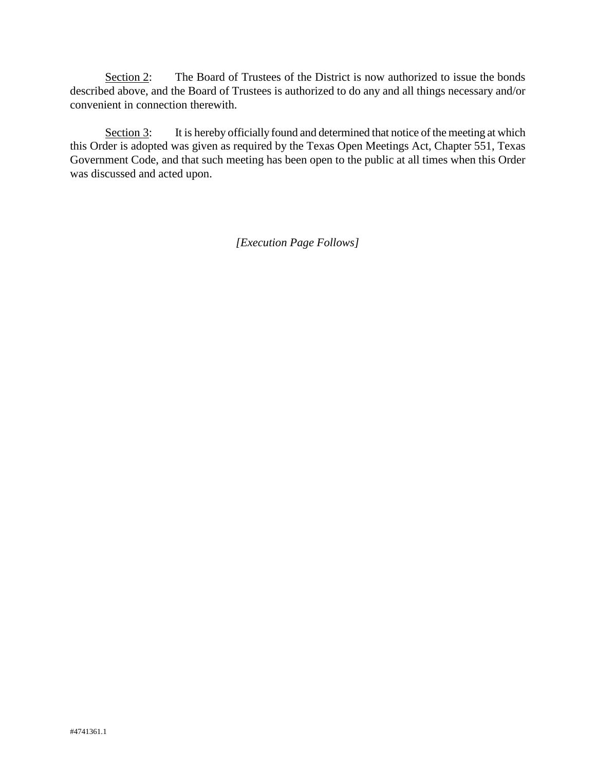<u>Section 2</u>: The Board of Trustees of the District is now authorized to issue the bonds described above, and the Board of Trustees is authorized to do any and all things necessary and/or convenient in connection therewith.

<u>Section 3</u>: It is hereby officially found and determined that notice of the meeting at which this Order is adopted was given as required by the Texas Open Meetings Act, Chapter 551, Texas Government Code, and that such meeting has been open to the public at all times when this Order was discussed and acted upon.

*[Execution Page Follows]*

#4741361.1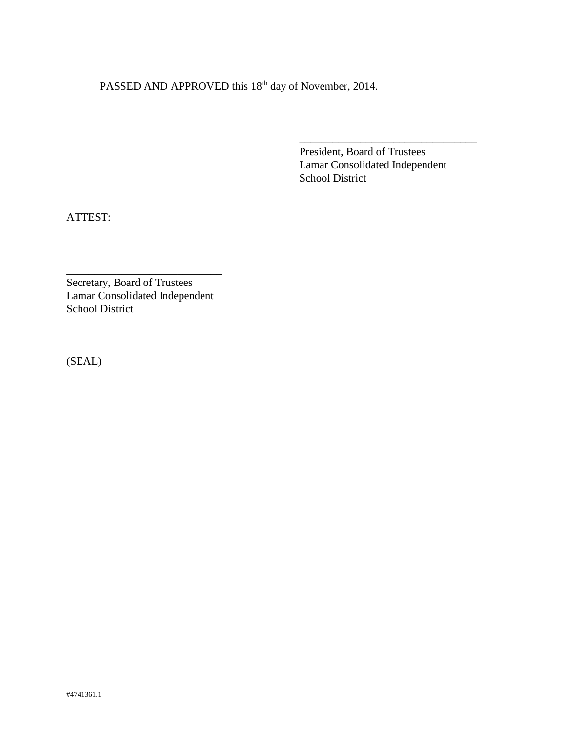PASSED AND APPROVED this 18th day of November, 2014.

\_\_\_\_\_\_\_\_\_\_\_\_\_\_\_\_\_\_\_\_\_\_\_\_\_\_\_\_\_\_\_\_\_\_
President, Board of Trustees
Lamar Consolidated Independent
School District

ATTEST:

\_\_\_\_\_\_\_\_\_\_\_\_\_\_\_\_\_\_\_\_\_\_\_\_\_\_\_\_\_\_
Secretary, Board of Trustees
Lamar Consolidated Independent
School District

(SEAL)

#4741361.1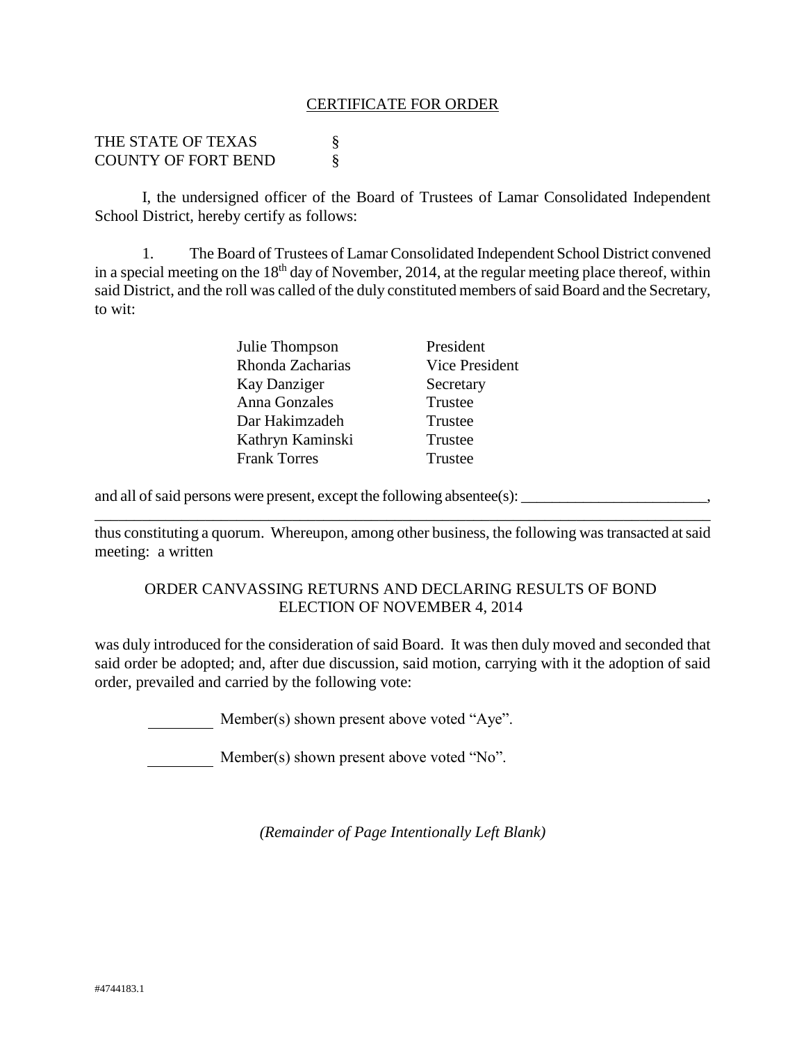CERTIFICATE FOR ORDER

THE STATE OF TEXAS §
COUNTY OF FORT BEND §

I, the undersigned officer of the Board of Trustees of Lamar Consolidated Independent School District, hereby certify as follows:

1. The Board of Trustees of Lamar Consolidated Independent School District convened in a special meeting on the 18th day of November, 2014, at the regular meeting place thereof, within said District, and the roll was called of the duly constituted members of said Board and the Secretary, to wit:

| | |
|---|---|
| Julie Thompson | President |
| Rhonda Zacharias | Vice President |
| Kay Danziger | Secretary |
| Anna Gonzales | Trustee |
| Dar Hakimzadeh | Trustee |
| Kathryn Kaminski | Trustee |
| Frank Torres | Trustee |

and all of said persons were present, except the following absentee(s): ________________________, ________________________________________________________________________________ thus constituting a quorum. Whereupon, among other business, the following was transacted at said meeting: a written

ORDER CANVASSING RETURNS AND DECLARING RESULTS OF BOND ELECTION OF NOVEMBER 4, 2014

was duly introduced for the consideration of said Board. It was then duly moved and seconded that said order be adopted; and, after due discussion, said motion, carrying with it the adoption of said order, prevailed and carried by the following vote:

________ Member(s) shown present above voted "Aye".

________ Member(s) shown present above voted "No".

*(Remainder of Page Intentionally Left Blank)*

#4744183.1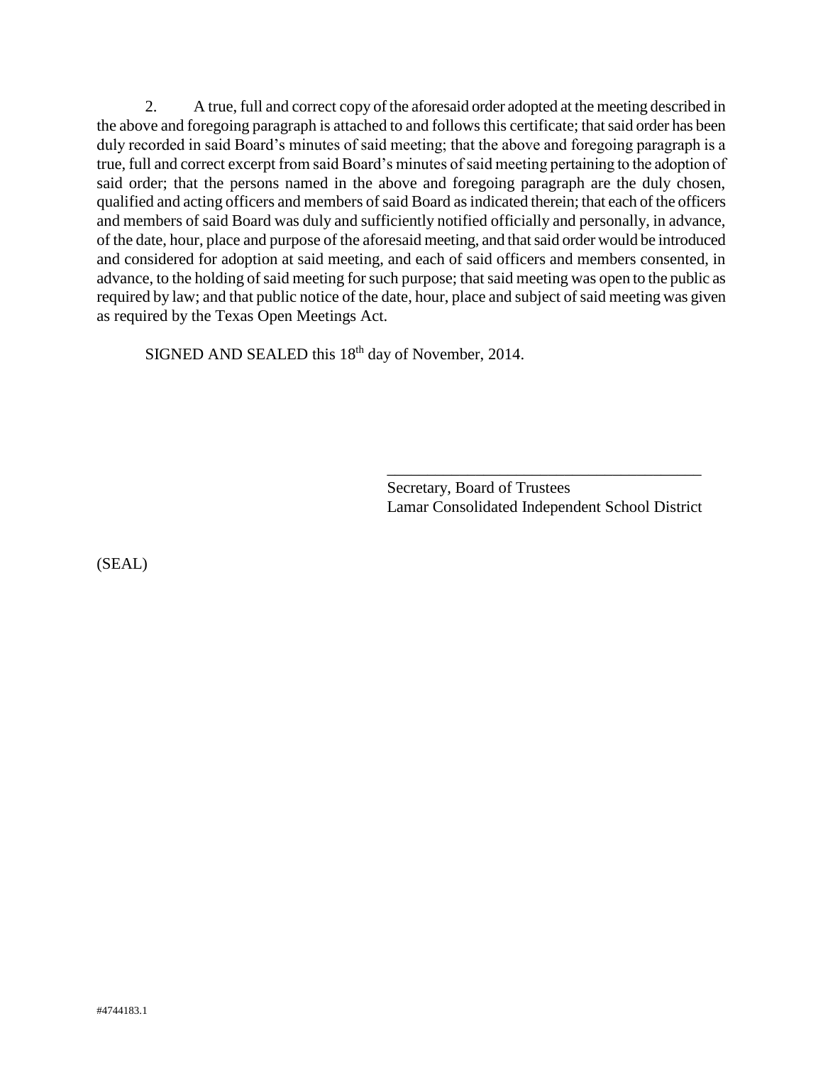2. A true, full and correct copy of the aforesaid order adopted at the meeting described in the above and foregoing paragraph is attached to and follows this certificate; that said order has been duly recorded in said Board's minutes of said meeting; that the above and foregoing paragraph is a true, full and correct excerpt from said Board's minutes of said meeting pertaining to the adoption of said order; that the persons named in the above and foregoing paragraph are the duly chosen, qualified and acting officers and members of said Board as indicated therein; that each of the officers and members of said Board was duly and sufficiently notified officially and personally, in advance, of the date, hour, place and purpose of the aforesaid meeting, and that said order would be introduced and considered for adoption at said meeting, and each of said officers and members consented, in advance, to the holding of said meeting for such purpose; that said meeting was open to the public as required by law; and that public notice of the date, hour, place and subject of said meeting was given as required by the Texas Open Meetings Act.

SIGNED AND SEALED this 18th day of November, 2014.

\_\_\_\_\_\_\_\_\_\_\_\_\_\_\_\_\_\_\_\_\_\_\_\_\_\_\_\_\_\_\_\_\_\_\_\_\_\_\_\_
Secretary, Board of Trustees
Lamar Consolidated Independent School District

(SEAL)

#4744183.1